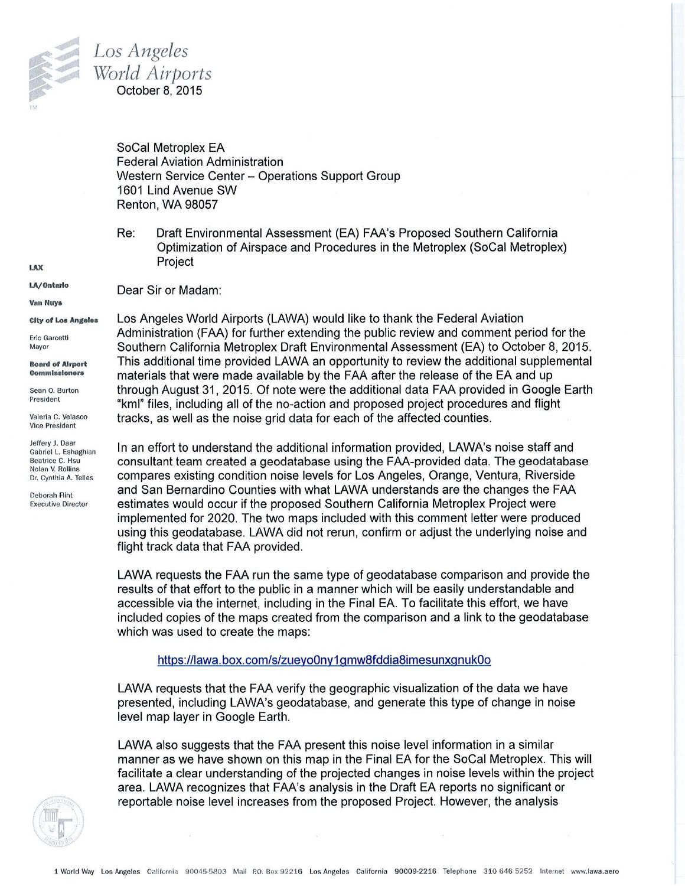Los Angeles World Airports

October 8, 2015

LAX

LA/Ontario

Van Nuys

City of Los Angeles

Eric Garcetti
Mayor

Board of Airport Commissioners

Sean O. Burton
President

Valeria C. Velasco
Vice President

Jeffery J. Daar
Gabriel L. Eshaghian
Beatrice C. Hsu
Nolan V. Rollins
Dr. Cynthia A. Telles

Deborah Flint
Executive Director

SoCal Metroplex EA
Federal Aviation Administration
Western Service Center – Operations Support Group
1601 Lind Avenue SW
Renton, WA 98057

Re: Draft Environmental Assessment (EA) FAA's Proposed Southern California Optimization of Airspace and Procedures in the Metroplex (SoCal Metroplex) Project

Dear Sir or Madam:

Los Angeles World Airports (LAWA) would like to thank the Federal Aviation Administration (FAA) for further extending the public review and comment period for the Southern California Metroplex Draft Environmental Assessment (EA) to October 8, 2015. This additional time provided LAWA an opportunity to review the additional supplemental materials that were made available by the FAA after the release of the EA and up through August 31, 2015. Of note were the additional data FAA provided in Google Earth "kml" files, including all of the no-action and proposed project procedures and flight tracks, as well as the noise grid data for each of the affected counties.

In an effort to understand the additional information provided, LAWA's noise staff and consultant team created a geodatabase using the FAA-provided data. The geodatabase compares existing condition noise levels for Los Angeles, Orange, Ventura, Riverside and San Bernardino Counties with what LAWA understands are the changes the FAA estimates would occur if the proposed Southern California Metroplex Project were implemented for 2020. The two maps included with this comment letter were produced using this geodatabase. LAWA did not rerun, confirm or adjust the underlying noise and flight track data that FAA provided.

LAWA requests the FAA run the same type of geodatabase comparison and provide the results of that effort to the public in a manner which will be easily understandable and accessible via the internet, including in the Final EA. To facilitate this effort, we have included copies of the maps created from the comparison and a link to the geodatabase which was used to create the maps:

https://lawa.box.com/s/zueyo0ny1gmw8fddia8imesunxgnuk0o

LAWA requests that the FAA verify the geographic visualization of the data we have presented, including LAWA's geodatabase, and generate this type of change in noise level map layer in Google Earth.

LAWA also suggests that the FAA present this noise level information in a similar manner as we have shown on this map in the Final EA for the SoCal Metroplex. This will facilitate a clear understanding of the projected changes in noise levels within the project area. LAWA recognizes that FAA's analysis in the Draft EA reports no significant or reportable noise level increases from the proposed Project. However, the analysis

1 World Way Los Angeles California 90045-5803 Mail P.O. Box 92216 Los Angeles California 90009-2216 Telephone 310 646 5252 Internet www.lawa.aero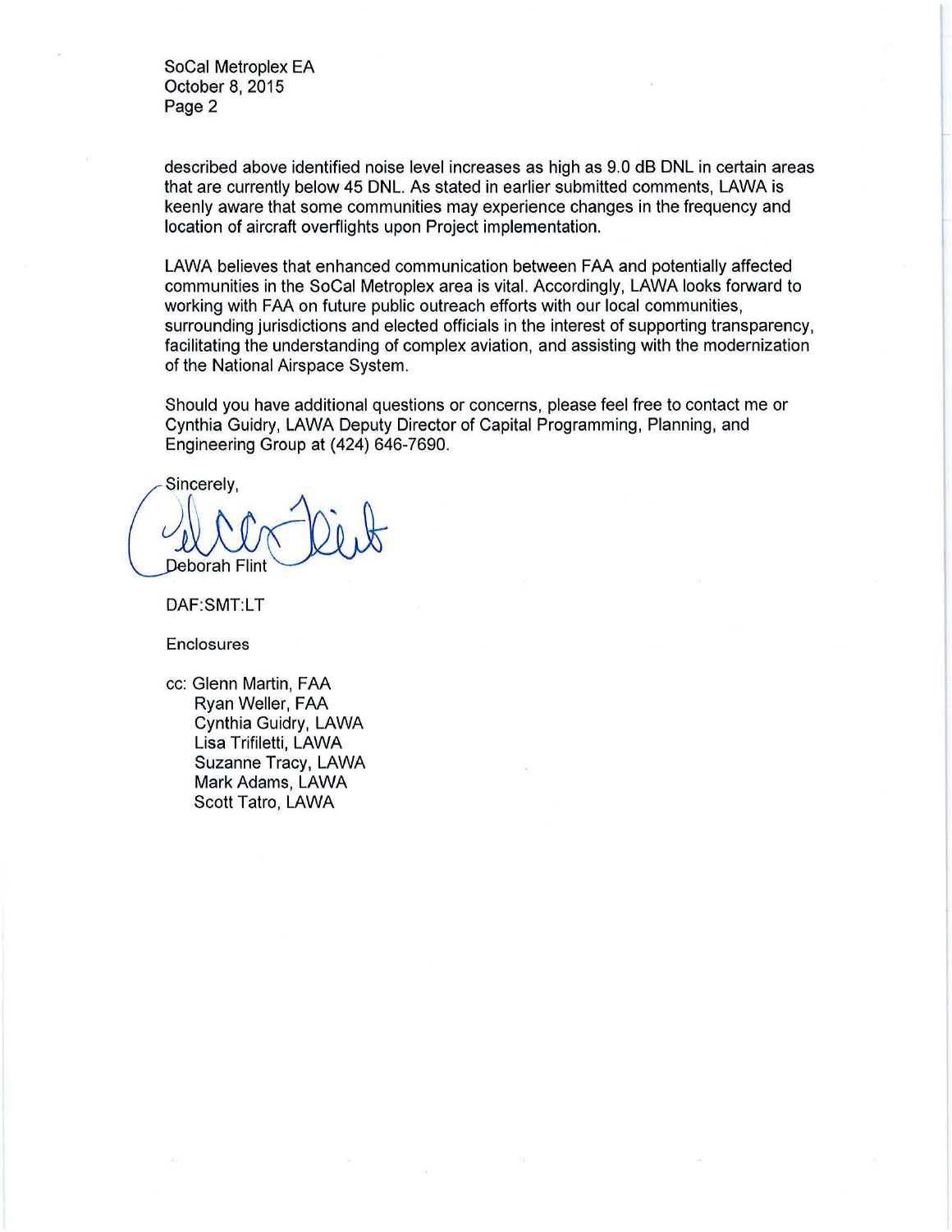described above identified noise level increases as high as 9.0 dB DNL in certain areas that are currently below 45 DNL. As stated in earlier submitted comments, LAWA is keenly aware that some communities may experience changes in the frequency and location of aircaft overflights upon Project implementation.

LAWA believes that enhanced communication between FAA and potentially affected communities in the SoCal Metroplex area is vital. Accordingly, LAWA looks forward to working with FAA on future public outreach efforts with our local communities, surrounding jurisdictions and elected officials in the interest of supporting transparency, facilitating the understanding of complex aviation, and assisting with the modernization of the National Airspace System.

Should you have additional questions or concerns, please feel free to contact me or Cynthia Guidry, LAWA Deputy Director of Capital Programming, Planning, and Engineering Group at (424) 646-7690.

Sincerely,

Deborah Flint

DAF:SMT:LT

Enclosures

cc: Glenn Martin, FAA
Ryan Weller, FAA
Cynthia Guidry, LAWA
Lisa Trifiletti, LAWA
Suzanne Tracy, LAWA
Mark Adams, LAWA
Scott Tatro, LAWA